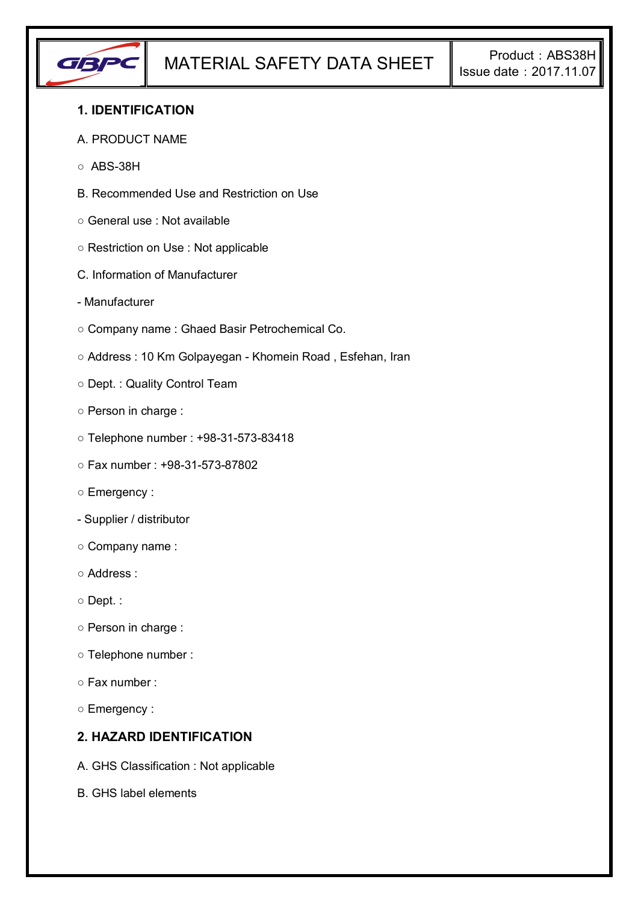# MATERIAL SAFETY DATA SHEET

Product : ABS38H
Issue date : 2017.11.07

## 1. IDENTIFICATION

A. PRODUCT NAME

○ ABS-38H

B. Recommended Use and Restriction on Use

○ General use : Not available

○ Restriction on Use : Not applicable

C. Information of Manufacturer

- Manufacturer

○ Company name : Ghaed Basir Petrochemical Co.

○ Address : 10 Km Golpayegan - Khomein Road , Esfehan, Iran

○ Dept. : Quality Control Team

○ Person in charge :

○ Telephone number : +98-31-573-83418

○ Fax number : +98-31-573-87802

○ Emergency :

- Supplier / distributor

○ Company name :

○ Address :

○ Dept. :

○ Person in charge :

○ Telephone number :

○ Fax number :

○ Emergency :

## 2. HAZARD IDENTIFICATION

A. GHS Classification : Not applicable

B. GHS label elements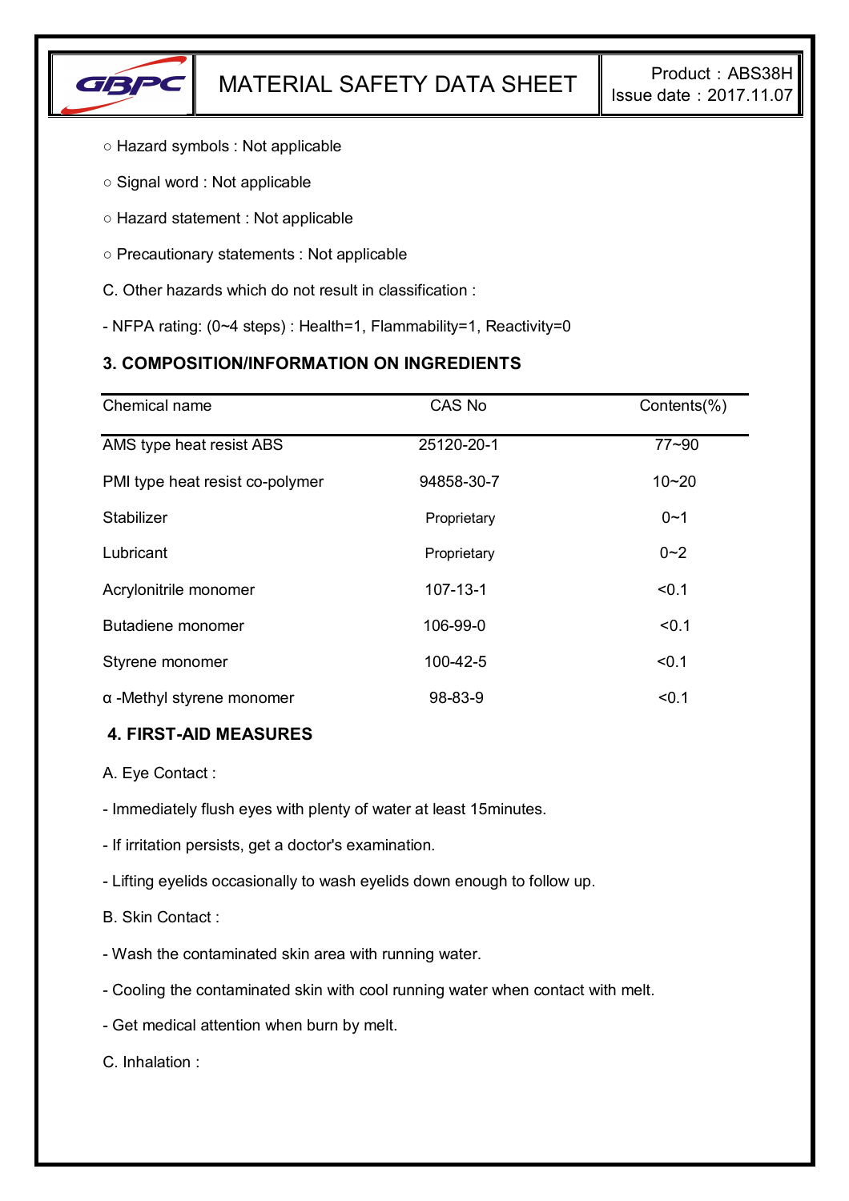○ Hazard symbols : Not applicable

○ Signal word : Not applicable

○ Hazard statement : Not applicable

○ Precautionary statements : Not applicable

C. Other hazards which do not result in classification :

- NFPA rating: (0~4 steps) : Health=1, Flammability=1, Reactivity=0

## 3. COMPOSITION/INFORMATION ON INGREDIENTS

| Chemical name | CAS No | Contents(%) |
|---|---|---|
| AMS type heat resist ABS | 25120-20-1 | 77~90 |
| PMI type heat resist co-polymer | 94858-30-7 | 10~20 |
| Stabilizer | Proprietary | 0~1 |
| Lubricant | Proprietary | 0~2 |
| Acrylonitrile monomer | 107-13-1 | <0.1 |
| Butadiene monomer | 106-99-0 | <0.1 |
| Styrene monomer | 100-42-5 | <0.1 |
| α -Methyl styrene monomer | 98-83-9 | <0.1 |

## 4. FIRST-AID MEASURES

A. Eye Contact :

- Immediately flush eyes with plenty of water at least 15minutes.

- If irritation persists, get a doctor's examination.

- Lifting eyelids occasionally to wash eyelids down enough to follow up.

B. Skin Contact :

- Wash the contaminated skin area with running water.

- Cooling the contaminated skin with cool running water when contact with melt.

- Get medical attention when burn by melt.

C. Inhalation :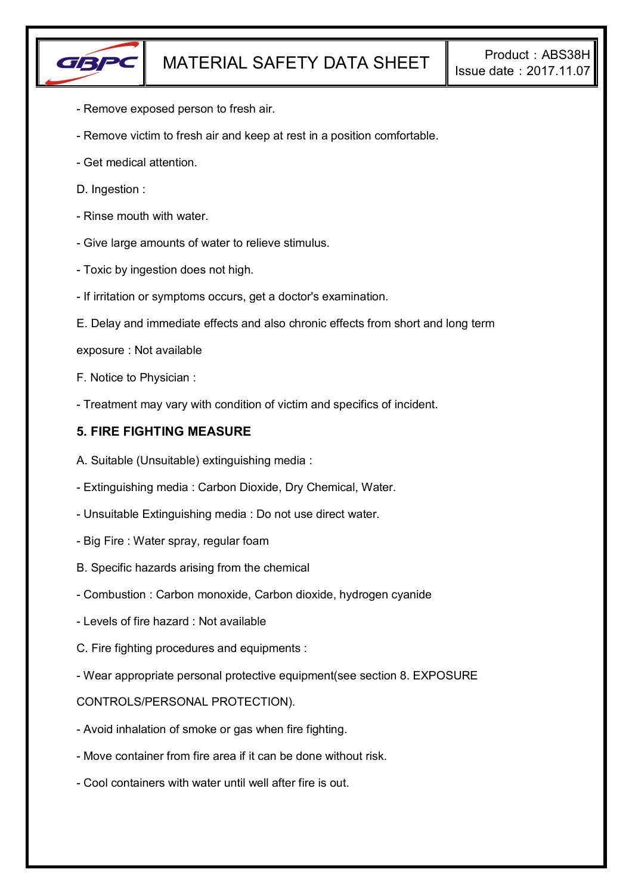- Remove exposed person to fresh air.

- Remove victim to fresh air and keep at rest in a position comfortable.

- Get medical attention.

D. Ingestion :

- Rinse mouth with water.

- Give large amounts of water to relieve stimulus.

- Toxic by ingestion does not high.

- If irritation or symptoms occurs, get a doctor's examination.

E. Delay and immediate effects and also chronic effects from short and long term exposure : Not available

F. Notice to Physician :

- Treatment may vary with condition of victim and specifics of incident.

## 5. FIRE FIGHTING MEASURE

A. Suitable (Unsuitable) extinguishing media :

- Extinguishing media : Carbon Dioxide, Dry Chemical, Water.

- Unsuitable Extinguishing media : Do not use direct water.

- Big Fire : Water spray, regular foam

B. Specific hazards arising from the chemical

- Combustion : Carbon monoxide, Carbon dioxide, hydrogen cyanide

- Levels of fire hazard : Not available

C. Fire fighting procedures and equipments :

- Wear appropriate personal protective equipment(see section 8. EXPOSURE CONTROLS/PERSONAL PROTECTION).

- Avoid inhalation of smoke or gas when fire fighting.

- Move container from fire area if it can be done without risk.

- Cool containers with water until well after fire is out.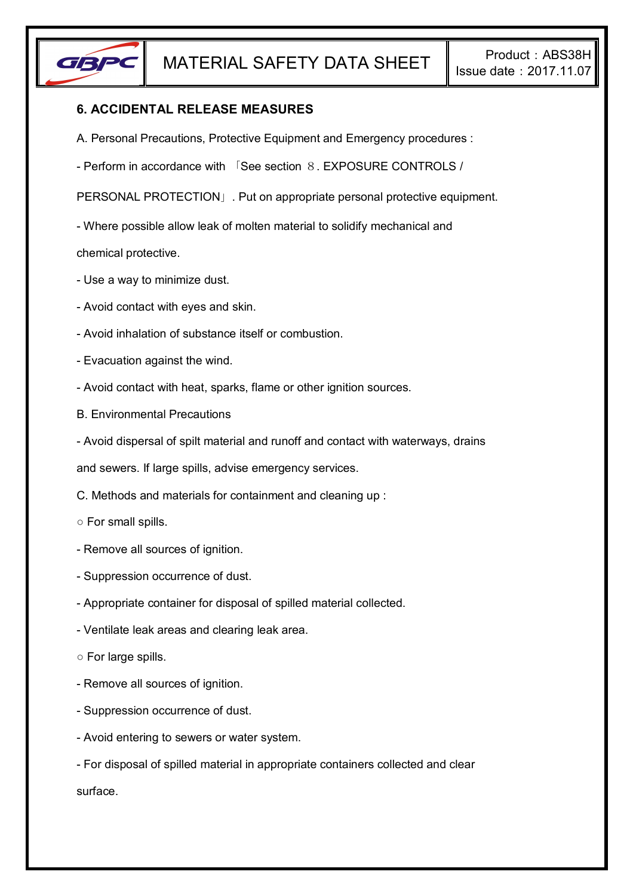## 6. ACCIDENTAL RELEASE MEASURES

A. Personal Precautions, Protective Equipment and Emergency procedures :

- Perform in accordance with 「See section ８. EXPOSURE CONTROLS / PERSONAL PROTECTION」. Put on appropriate personal protective equipment.
- Where possible allow leak of molten material to solidify mechanical and chemical protective.
- Use a way to minimize dust.
- Avoid contact with eyes and skin.
- Avoid inhalation of substance itself or combustion.
- Evacuation against the wind.
- Avoid contact with heat, sparks, flame or other ignition sources.

B. Environmental Precautions

- Avoid dispersal of spilt material and runoff and contact with waterways, drains and sewers. If large spills, advise emergency services.

C. Methods and materials for containment and cleaning up :

○ For small spills.

- Remove all sources of ignition.
- Suppression occurrence of dust.
- Appropriate container for disposal of spilled material collected.
- Ventilate leak areas and clearing leak area.

○ For large spills.

- Remove all sources of ignition.
- Suppression occurrence of dust.
- Avoid entering to sewers or water system.
- For disposal of spilled material in appropriate containers collected and clear surface.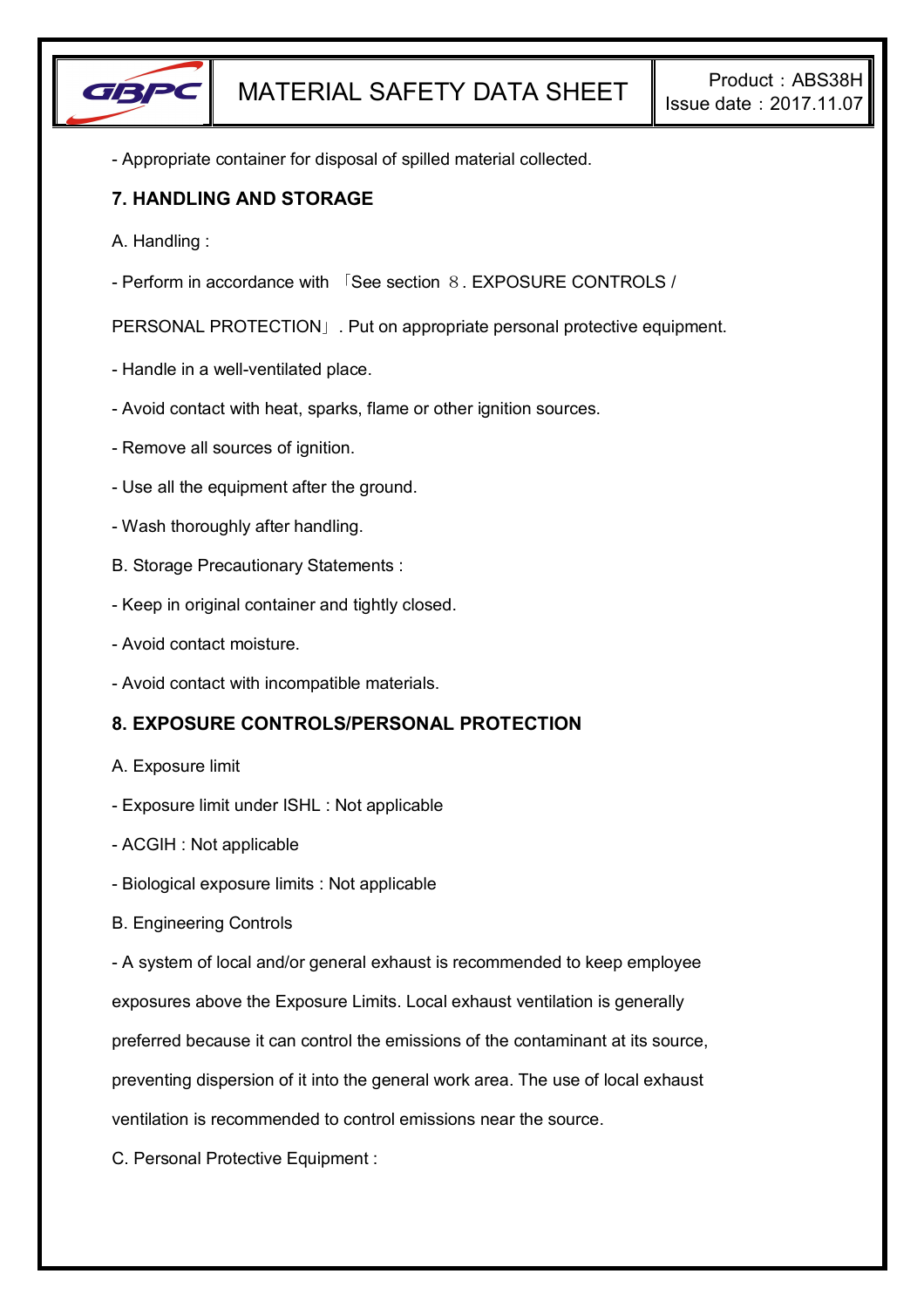- Appropriate container for disposal of spilled material collected.

## 7. HANDLING AND STORAGE

A. Handling :

- Perform in accordance with 「See section 8. EXPOSURE CONTROLS / PERSONAL PROTECTION」. Put on appropriate personal protective equipment.
- Handle in a well-ventilated place.
- Avoid contact with heat, sparks, flame or other ignition sources.
- Remove all sources of ignition.
- Use all the equipment after the ground.
- Wash thoroughly after handling.

B. Storage Precautionary Statements :

- Keep in original container and tightly closed.
- Avoid contact moisture.
- Avoid contact with incompatible materials.

## 8. EXPOSURE CONTROLS/PERSONAL PROTECTION

A. Exposure limit

- Exposure limit under ISHL : Not applicable
- ACGIH : Not applicable
- Biological exposure limits : Not applicable

B. Engineering Controls

- A system of local and/or general exhaust is recommended to keep employee exposures above the Exposure Limits. Local exhaust ventilation is generally preferred because it can control the emissions of the contaminant at its source, preventing dispersion of it into the general work area. The use of local exhaust ventilation is recommended to control emissions near the source.

C. Personal Protective Equipment :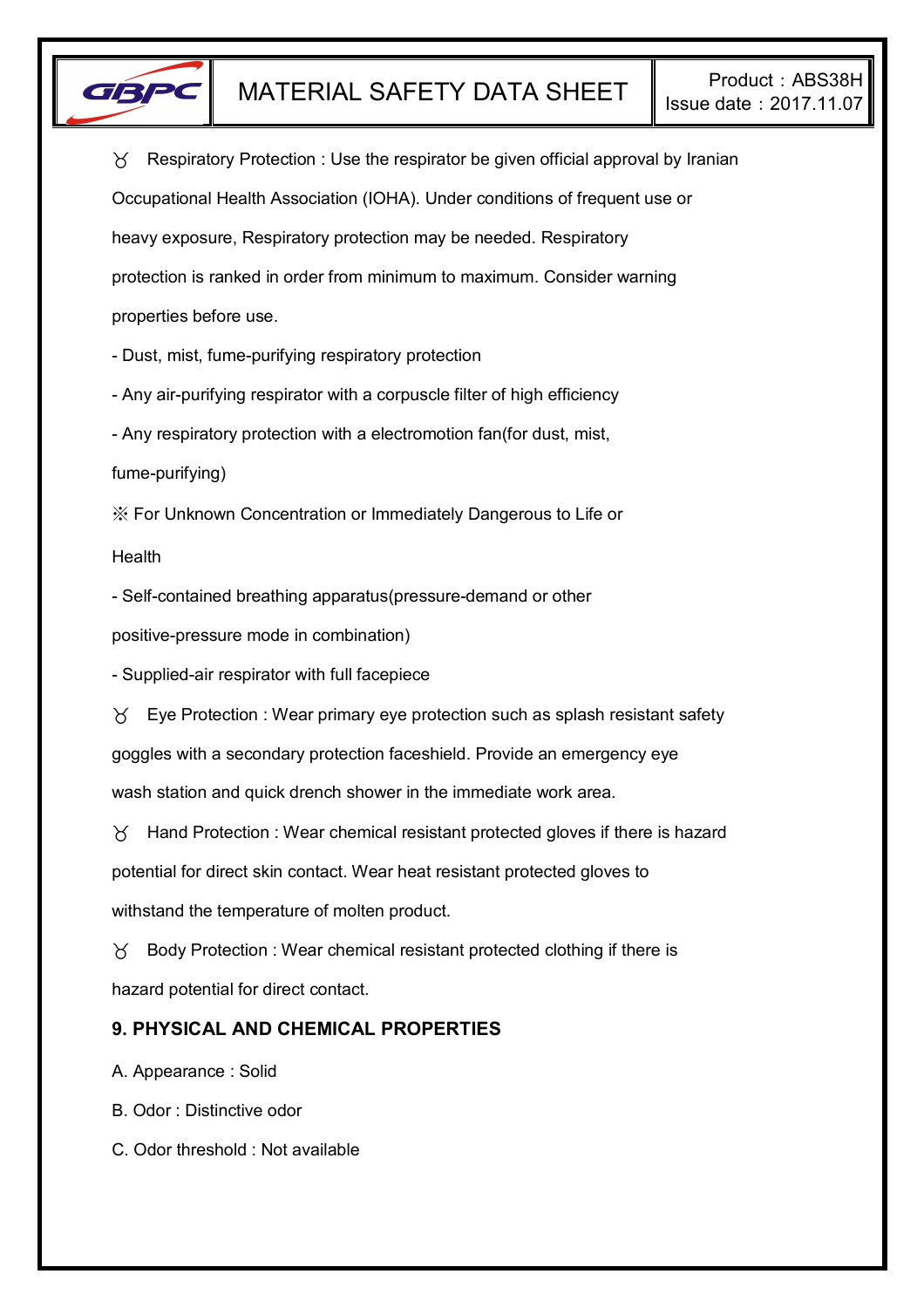ꙋ Respiratory Protection : Use the respirator be given official approval by Iranian Occupational Health Association (IOHA). Under conditions of frequent use or heavy exposure, Respiratory protection may be needed. Respiratory protection is ranked in order from minimum to maximum. Consider warning properties before use.

- Dust, mist, fume-purifying respiratory protection
- Any air-purifying respirator with a corpuscle filter of high efficiency
- Any respiratory protection with a electromotion fan(for dust, mist, fume-purifying)

※ For Unknown Concentration or Immediately Dangerous to Life or Health

- Self-contained breathing apparatus(pressure-demand or other positive-pressure mode in combination)
- Supplied-air respirator with full facepiece

ꙋ Eye Protection : Wear primary eye protection such as splash resistant safety goggles with a secondary protection faceshield. Provide an emergency eye wash station and quick drench shower in the immediate work area.

ꙋ Hand Protection : Wear chemical resistant protected gloves if there is hazard potential for direct skin contact. Wear heat resistant protected gloves to withstand the temperature of molten product.

ꙋ Body Protection : Wear chemical resistant protected clothing if there is hazard potential for direct contact.

## 9. PHYSICAL AND CHEMICAL PROPERTIES

A. Appearance : Solid

B. Odor : Distinctive odor

C. Odor threshold : Not available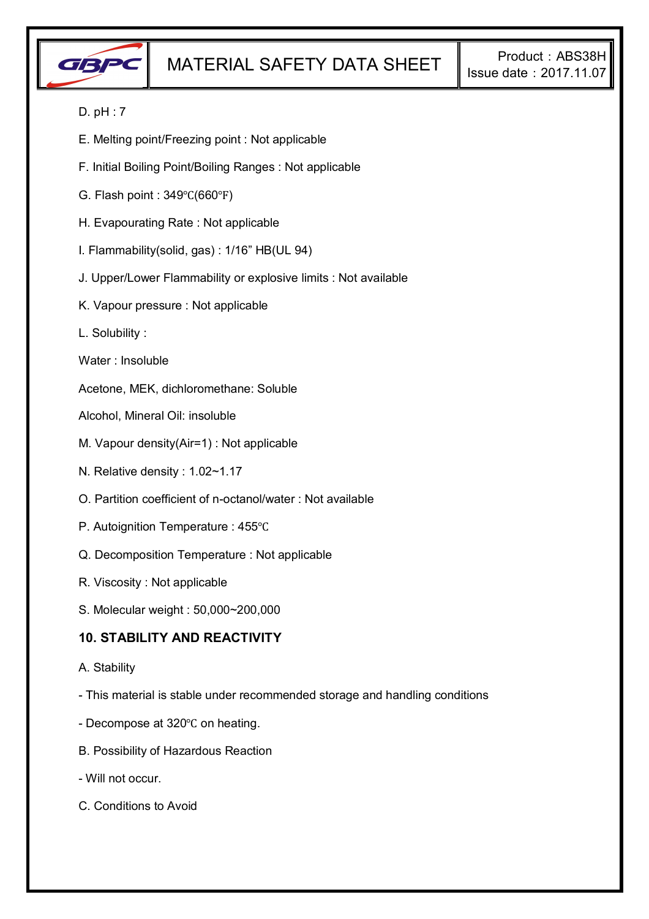D. pH : 7

E. Melting point/Freezing point : Not applicable

F. Initial Boiling Point/Boiling Ranges : Not applicable

G. Flash point : 349℃(660℉)

H. Evapourating Rate : Not applicable

I. Flammability(solid, gas) : 1/16” HB(UL 94)

J. Upper/Lower Flammability or explosive limits : Not available

K. Vapour pressure : Not applicable

L. Solubility :

Water : Insoluble

Acetone, MEK, dichloromethane: Soluble

Alcohol, Mineral Oil: insoluble

M. Vapour density(Air=1) : Not applicable

N. Relative density : 1.02~1.17

O. Partition coefficient of n-octanol/water : Not available

P. Autoignition Temperature : 455℃

Q. Decomposition Temperature : Not applicable

R. Viscosity : Not applicable

S. Molecular weight : 50,000~200,000

## 10. STABILITY AND REACTIVITY

A. Stability

- This material is stable under recommended storage and handling conditions

- Decompose at 320℃ on heating.

B. Possibility of Hazardous Reaction

- Will not occur.

C. Conditions to Avoid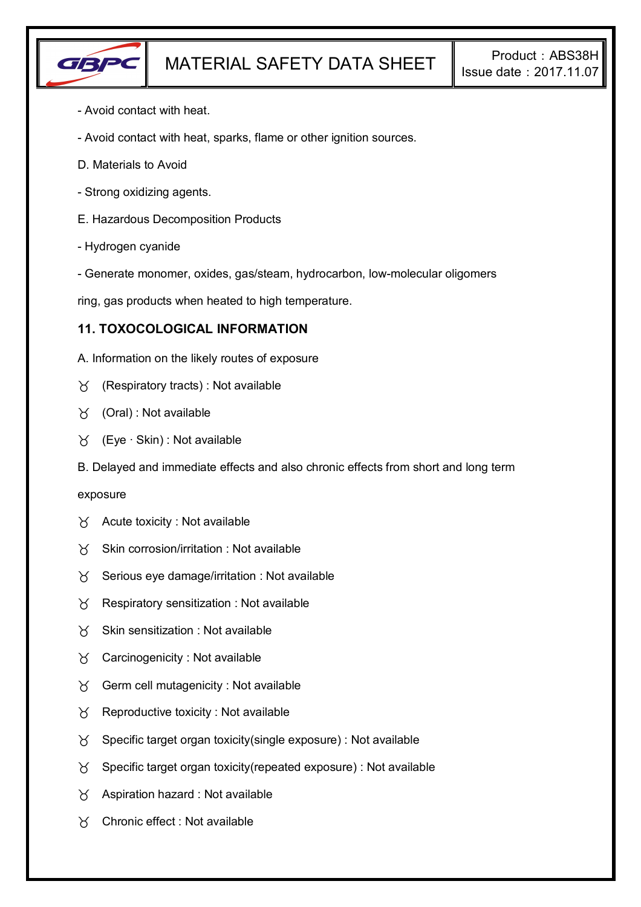- Avoid contact with heat.

- Avoid contact with heat, sparks, flame or other ignition sources.

D. Materials to Avoid

- Strong oxidizing agents.

E. Hazardous Decomposition Products

- Hydrogen cyanide

- Generate monomer, oxides, gas/steam, hydrocarbon, low-molecular oligomers ring, gas products when heated to high temperature.

## 11. TOXOCOLOGICAL INFORMATION

A. Information on the likely routes of exposure

- ♉ (Respiratory tracts) : Not available
- ♉ (Oral) : Not available
- ♉ (Eye · Skin) : Not available

B. Delayed and immediate effects and also chronic effects from short and long term exposure

- ♉ Acute toxicity : Not available
- ♉ Skin corrosion/irritation : Not available
- ♉ Serious eye damage/irritation : Not available
- ♉ Respiratory sensitization : Not available
- ♉ Skin sensitization : Not available
- ♉ Carcinogenicity : Not available
- ♉ Germ cell mutagenicity : Not available
- ♉ Reproductive toxicity : Not available
- ♉ Specific target organ toxicity(single exposure) : Not available
- ♉ Specific target organ toxicity(repeated exposure) : Not available
- ♉ Aspiration hazard : Not available
- ♉ Chronic effect : Not available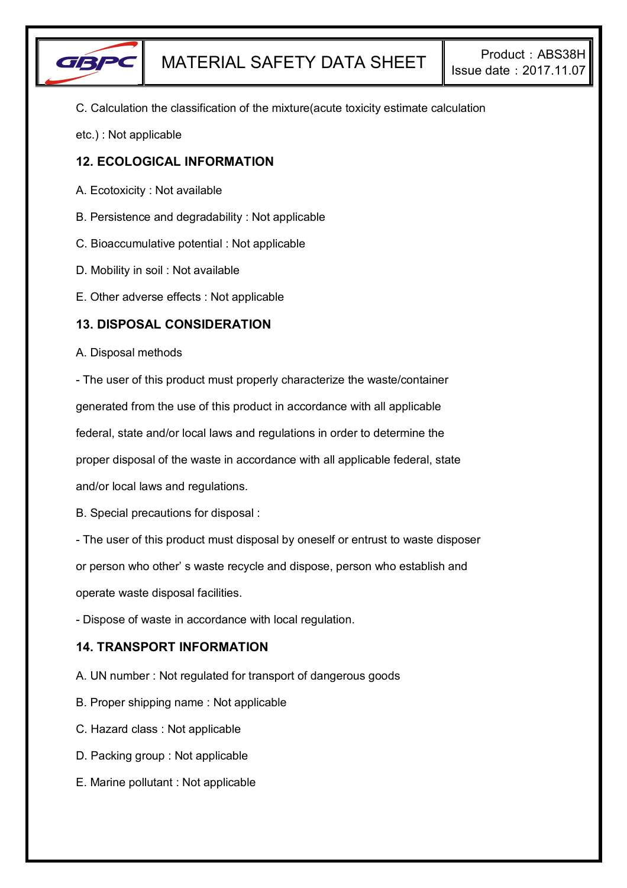C. Calculation the classification of the mixture(acute toxicity estimate calculation etc.) : Not applicable

## 12. ECOLOGICAL INFORMATION

A. Ecotoxicity : Not available

B. Persistence and degradability : Not applicable

C. Bioaccumulative potential : Not applicable

D. Mobility in soil : Not available

E. Other adverse effects : Not applicable

## 13. DISPOSAL CONSIDERATION

A. Disposal methods

- The user of this product must properly characterize the waste/container generated from the use of this product in accordance with all applicable federal, state and/or local laws and regulations in order to determine the proper disposal of the waste in accordance with all applicable federal, state and/or local laws and regulations.

B. Special precautions for disposal :

- The user of this product must disposal by oneself or entrust to waste disposer or person who other' s waste recycle and dispose, person who establish and operate waste disposal facilities.
- Dispose of waste in accordance with local regulation.

## 14. TRANSPORT INFORMATION

A. UN number : Not regulated for transport of dangerous goods

B. Proper shipping name : Not applicable

C. Hazard class : Not applicable

D. Packing group : Not applicable

E. Marine pollutant : Not applicable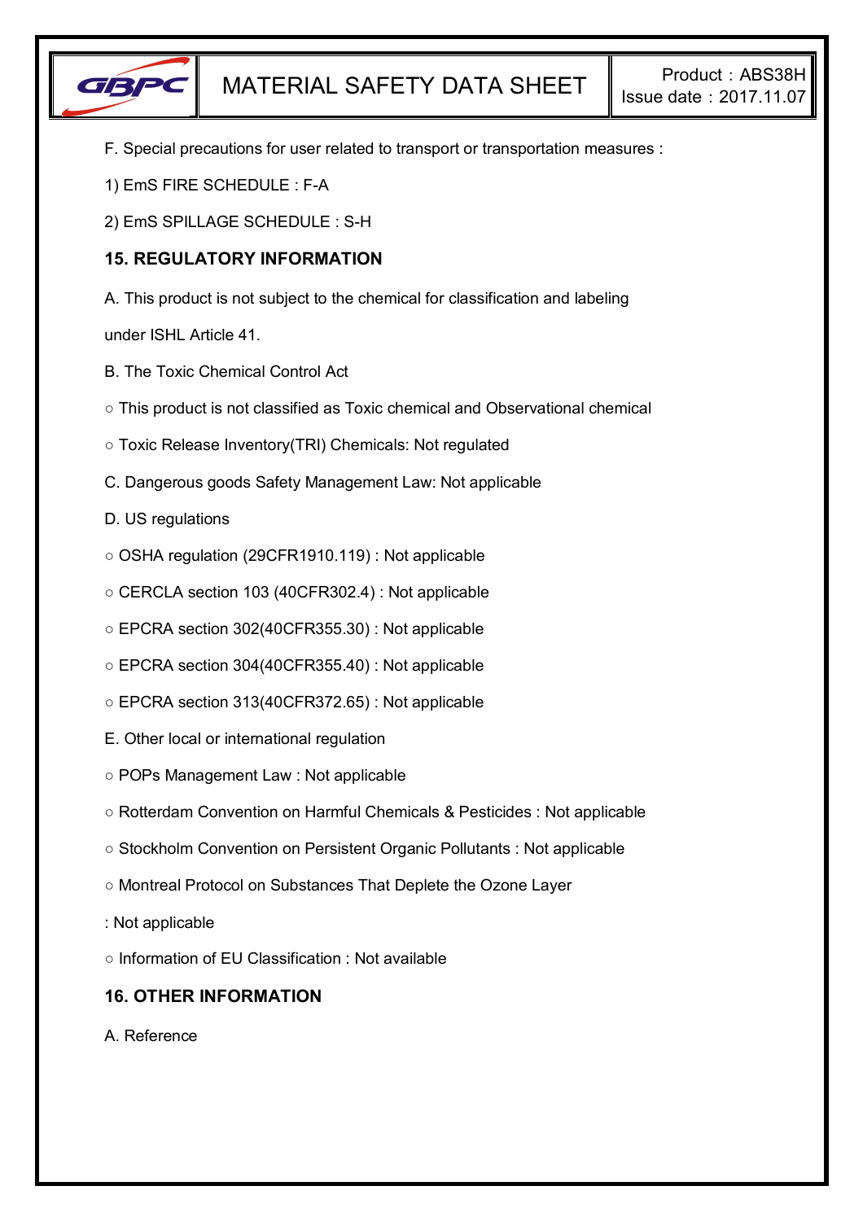F. Special precautions for user related to transport or transportation measures :

1) EmS FIRE SCHEDULE : F-A

2) EmS SPILLAGE SCHEDULE : S-H

## 15. REGULATORY INFORMATION

A. This product is not subject to the chemical for classification and labeling under ISHL Article 41.

B. The Toxic Chemical Control Act

○ This product is not classified as Toxic chemical and Observational chemical

○ Toxic Release Inventory(TRI) Chemicals: Not regulated

C. Dangerous goods Safety Management Law: Not applicable

D. US regulations

○ OSHA regulation (29CFR1910.119) : Not applicable

○ CERCLA section 103 (40CFR302.4) : Not applicable

○ EPCRA section 302(40CFR355.30) : Not applicable

○ EPCRA section 304(40CFR355.40) : Not applicable

○ EPCRA section 313(40CFR372.65) : Not applicable

E. Other local or international regulation

○ POPs Management Law : Not applicable

○ Rotterdam Convention on Harmful Chemicals & Pesticides : Not applicable

○ Stockholm Convention on Persistent Organic Pollutants : Not applicable

○ Montreal Protocol on Substances That Deplete the Ozone Layer

: Not applicable

○ Information of EU Classification : Not available

## 16. OTHER INFORMATION

A. Reference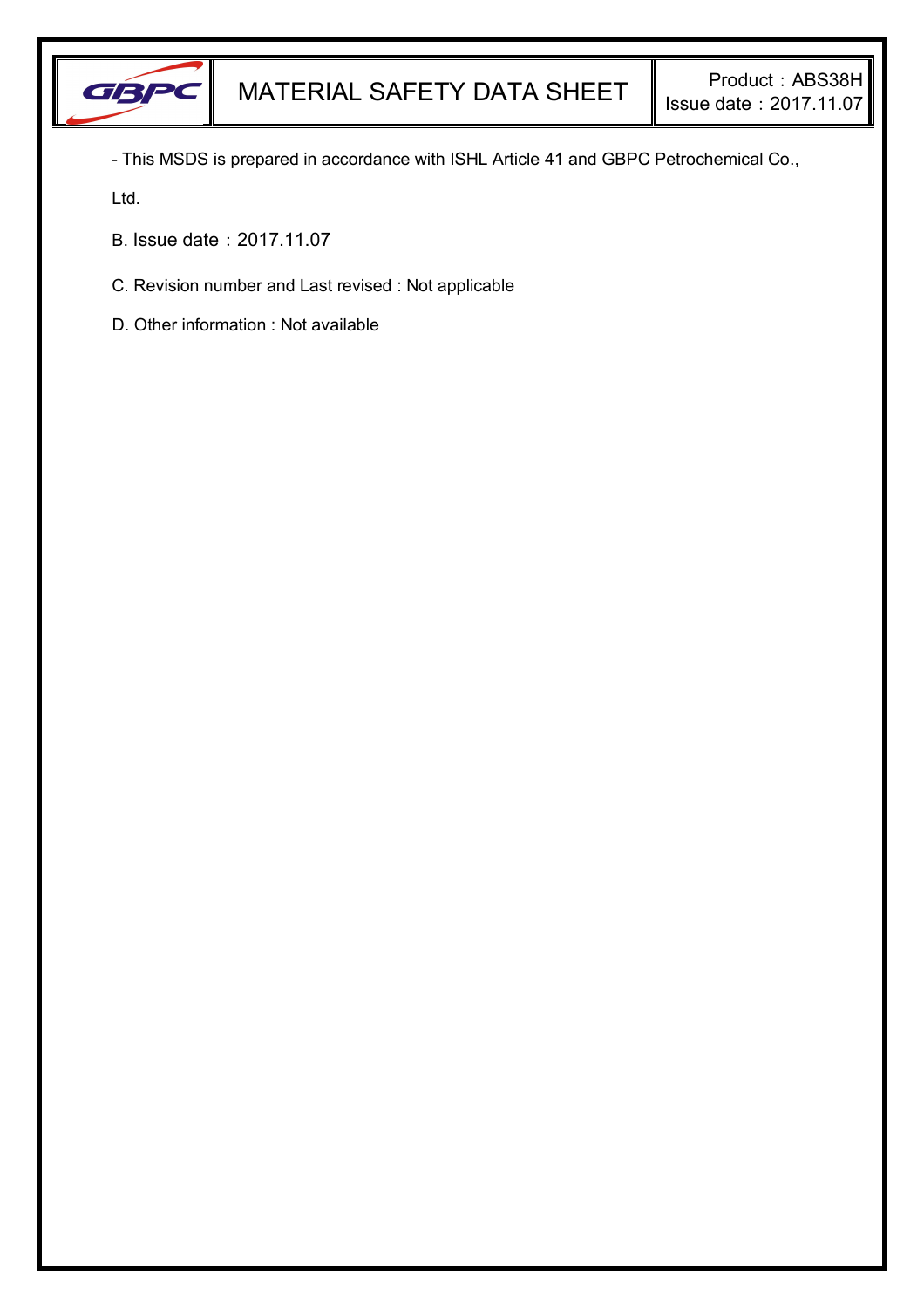- This MSDS is prepared in accordance with ISHL Article 41 and GBPC Petrochemical Co., Ltd.

B. Issue date：2017.11.07

C. Revision number and Last revised : Not applicable

D. Other information : Not available